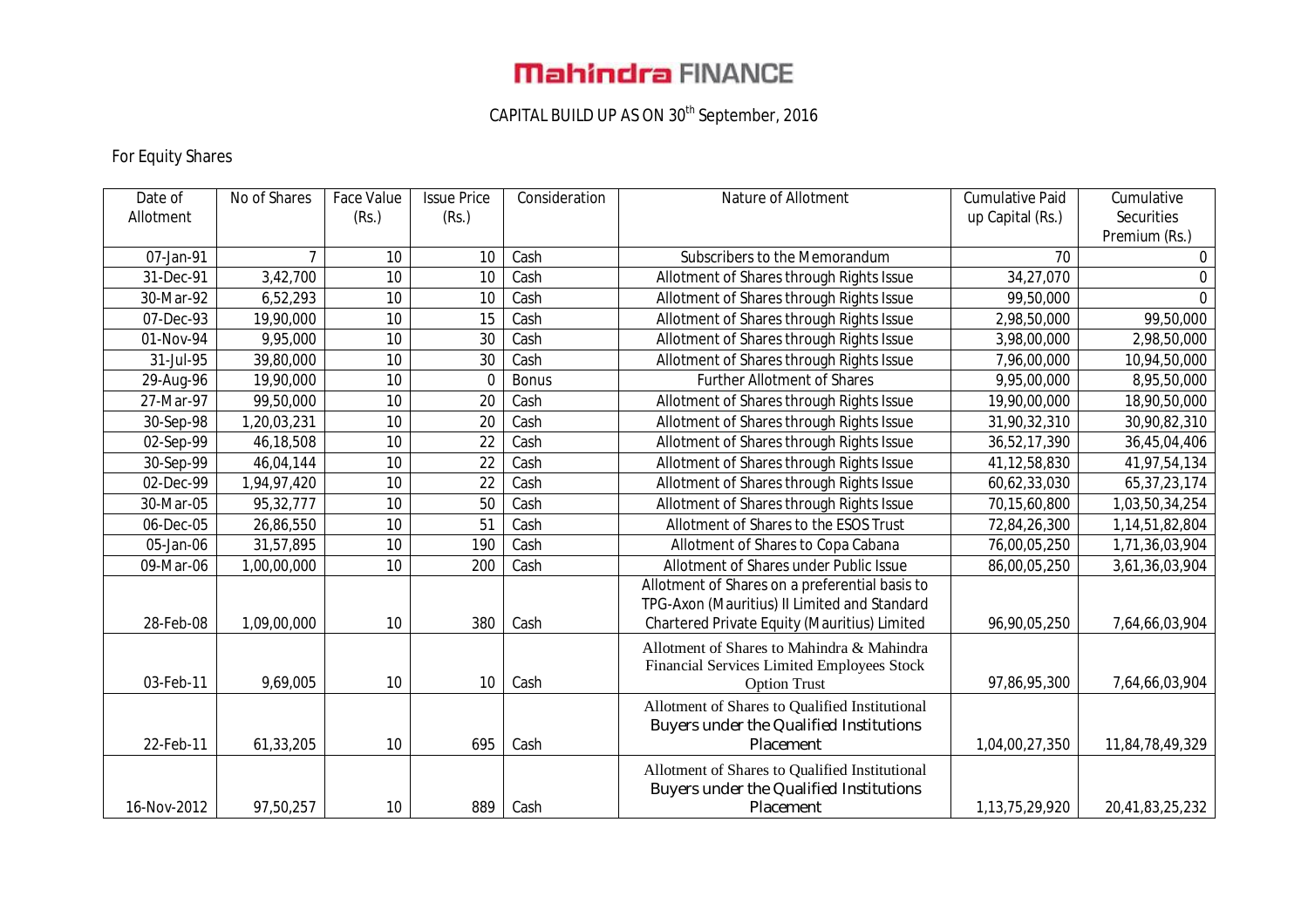# Mahindra FINANCE

## CAPITAL BUILD UP AS ON 30th September, 2016

For Equity Shares

| Date of Allotment | No of Shares | Face Value (Rs.) | Issue Price (Rs.) | Consideration | Nature of Allotment | Cumulative Paid up Capital (Rs.) | Cumulative Securities Premium (Rs.) |
|---|---|---|---|---|---|---|---|
| 07-Jan-91 | 7 | 10 | 10 | Cash | Subscribers to the Memorandum | 70 | 0 |
| 31-Dec-91 | 3,42,700 | 10 | 10 | Cash | Allotment of Shares through Rights Issue | 34,27,070 | 0 |
| 30-Mar-92 | 6,52,293 | 10 | 10 | Cash | Allotment of Shares through Rights Issue | 99,50,000 | 0 |
| 07-Dec-93 | 19,90,000 | 10 | 15 | Cash | Allotment of Shares through Rights Issue | 2,98,50,000 | 99,50,000 |
| 01-Nov-94 | 9,95,000 | 10 | 30 | Cash | Allotment of Shares through Rights Issue | 3,98,00,000 | 2,98,50,000 |
| 31-Jul-95 | 39,80,000 | 10 | 30 | Cash | Allotment of Shares through Rights Issue | 7,96,00,000 | 10,94,50,000 |
| 29-Aug-96 | 19,90,000 | 10 | 0 | Bonus | Further Allotment of Shares | 9,95,00,000 | 8,95,50,000 |
| 27-Mar-97 | 99,50,000 | 10 | 20 | Cash | Allotment of Shares through Rights Issue | 19,90,00,000 | 18,90,50,000 |
| 30-Sep-98 | 1,20,03,231 | 10 | 20 | Cash | Allotment of Shares through Rights Issue | 31,90,32,310 | 30,90,82,310 |
| 02-Sep-99 | 46,18,508 | 10 | 22 | Cash | Allotment of Shares through Rights Issue | 36,52,17,390 | 36,45,04,406 |
| 30-Sep-99 | 46,04,144 | 10 | 22 | Cash | Allotment of Shares through Rights Issue | 41,12,58,830 | 41,97,54,134 |
| 02-Dec-99 | 1,94,97,420 | 10 | 22 | Cash | Allotment of Shares through Rights Issue | 60,62,33,030 | 65,37,23,174 |
| 30-Mar-05 | 95,32,777 | 10 | 50 | Cash | Allotment of Shares through Rights Issue | 70,15,60,800 | 1,03,50,34,254 |
| 06-Dec-05 | 26,86,550 | 10 | 51 | Cash | Allotment of Shares to the ESOS Trust | 72,84,26,300 | 1,14,51,82,804 |
| 05-Jan-06 | 31,57,895 | 10 | 190 | Cash | Allotment of Shares to Copa Cabana | 76,00,05,250 | 1,71,36,03,904 |
| 09-Mar-06 | 1,00,00,000 | 10 | 200 | Cash | Allotment of Shares under Public Issue | 86,00,05,250 | 3,61,36,03,904 |
| 28-Feb-08 | 1,09,00,000 | 10 | 380 | Cash | Allotment of Shares on a preferential basis to TPG-Axon (Mauritius) II Limited and Standard Chartered Private Equity (Mauritius) Limited | 96,90,05,250 | 7,64,66,03,904 |
| 03-Feb-11 | 9,69,005 | 10 | 10 | Cash | Allotment of Shares to Mahindra & Mahindra Financial Services Limited Employees Stock Option Trust | 97,86,95,300 | 7,64,66,03,904 |
| 22-Feb-11 | 61,33,205 | 10 | 695 | Cash | Allotment of Shares to Qualified Institutional Buyers under the Qualified Institutions Placement | 1,04,00,27,350 | 11,84,78,49,329 |
| 16-Nov-2012 | 97,50,257 | 10 | 889 | Cash | Allotment of Shares to Qualified Institutional Buyers under the Qualified Institutions Placement | 1,13,75,29,920 | 20,41,83,25,232 |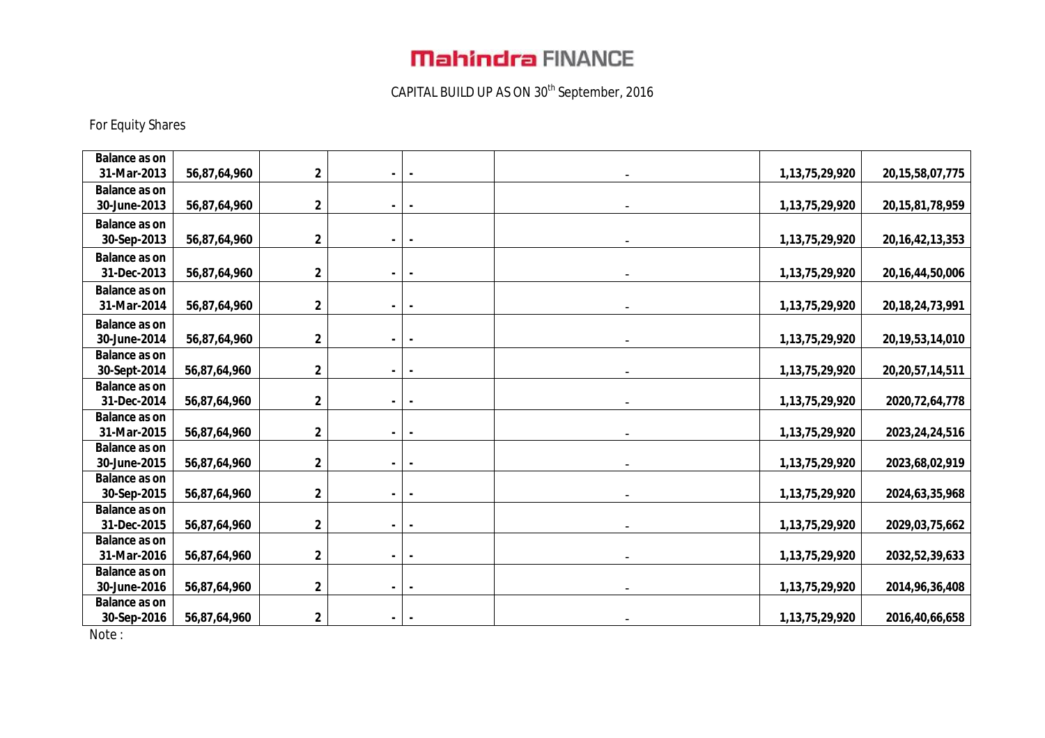# Mahindra FINANCE

CAPITAL BUILD UP AS ON 30th September, 2016

For Equity Shares

| | | | | | | | |
|---|---|---|---|---|---|---|---|
| **Balance as on 31-Mar-2013** | **56,87,64,960** | **2** | **-** | **-** | - | **1,13,75,29,920** | **20,15,58,07,775** |
| **Balance as on 30-June-2013** | **56,87,64,960** | **2** | **-** | **-** | - | **1,13,75,29,920** | **20,15,81,78,959** |
| **Balance as on 30-Sep-2013** | **56,87,64,960** | **2** | **-** | **-** | - | **1,13,75,29,920** | **20,16,42,13,353** |
| **Balance as on 31-Dec-2013** | **56,87,64,960** | **2** | **-** | **-** | - | **1,13,75,29,920** | **20,16,44,50,006** |
| **Balance as on 31-Mar-2014** | **56,87,64,960** | **2** | **-** | **-** | - | **1,13,75,29,920** | **20,18,24,73,991** |
| **Balance as on 30-June-2014** | **56,87,64,960** | **2** | **-** | **-** | - | **1,13,75,29,920** | **20,19,53,14,010** |
| **Balance as on 30-Sept-2014** | **56,87,64,960** | **2** | **-** | **-** | - | **1,13,75,29,920** | **20,20,57,14,511** |
| **Balance as on 31-Dec-2014** | **56,87,64,960** | **2** | **-** | **-** | - | **1,13,75,29,920** | **2020,72,64,778** |
| **Balance as on 31-Mar-2015** | **56,87,64,960** | **2** | **-** | **-** | - | **1,13,75,29,920** | **2023,24,24,516** |
| **Balance as on 30-June-2015** | **56,87,64,960** | **2** | **-** | **-** | - | **1,13,75,29,920** | **2023,68,02,919** |
| **Balance as on 30-Sep-2015** | **56,87,64,960** | **2** | **-** | **-** | - | **1,13,75,29,920** | **2024,63,35,968** |
| **Balance as on 31-Dec-2015** | **56,87,64,960** | **2** | **-** | **-** | - | **1,13,75,29,920** | **2029,03,75,662** |
| **Balance as on 31-Mar-2016** | **56,87,64,960** | **2** | **-** | **-** | - | **1,13,75,29,920** | **2032,52,39,633** |
| **Balance as on 30-June-2016** | **56,87,64,960** | **2** | **-** | **-** | - | **1,13,75,29,920** | **2014,96,36,408** |
| **Balance as on 30-Sep-2016** | **56,87,64,960** | **2** | **-** | **-** | - | **1,13,75,29,920** | **2016,40,66,658** |

Note :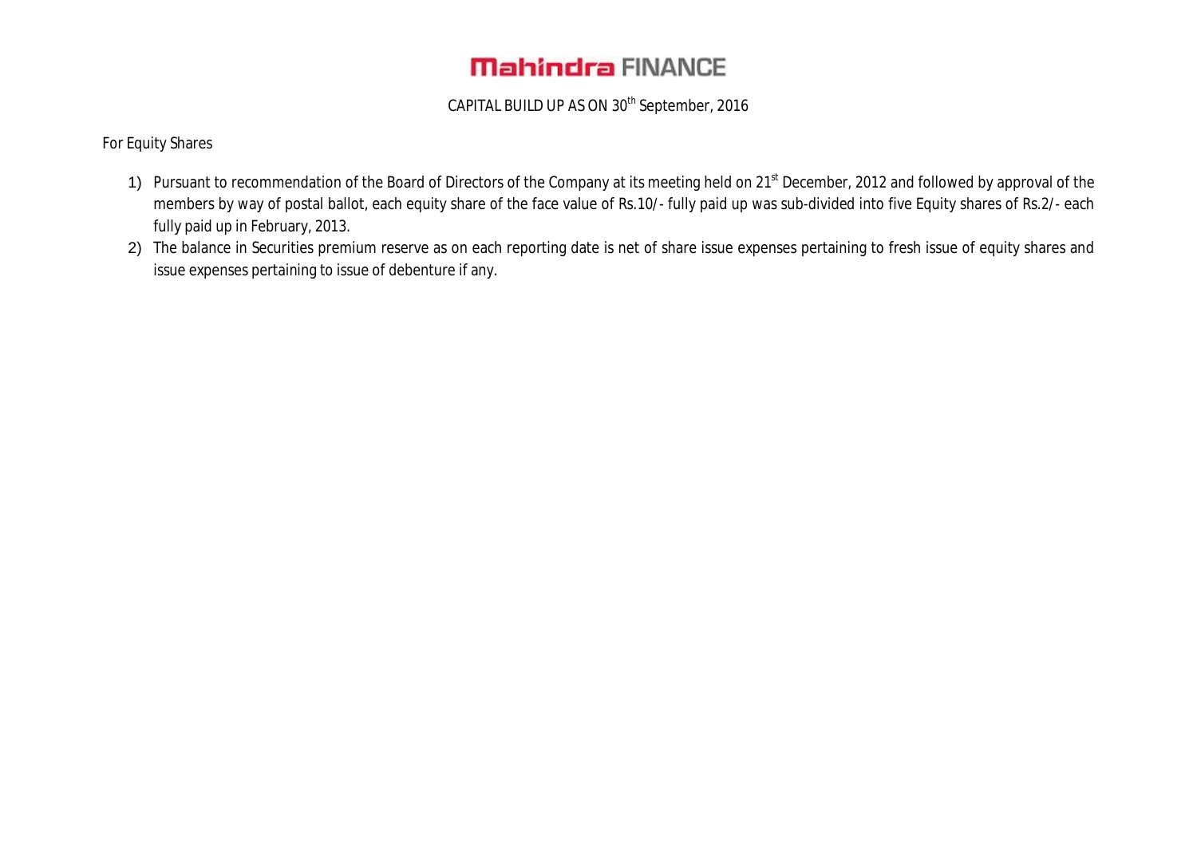# Mahindra FINANCE

CAPITAL BUILD UP AS ON 30th September, 2016

For Equity Shares

1) Pursuant to recommendation of the Board of Directors of the Company at its meeting held on 21st December, 2012 and followed by approval of the members by way of postal ballot, each equity share of the face value of Rs.10/- fully paid up was sub-divided into five Equity shares of Rs.2/- each fully paid up in February, 2013.
2) The balance in Securities premium reserve as on each reporting date is net of share issue expenses pertaining to fresh issue of equity shares and issue expenses pertaining to issue of debenture if any.